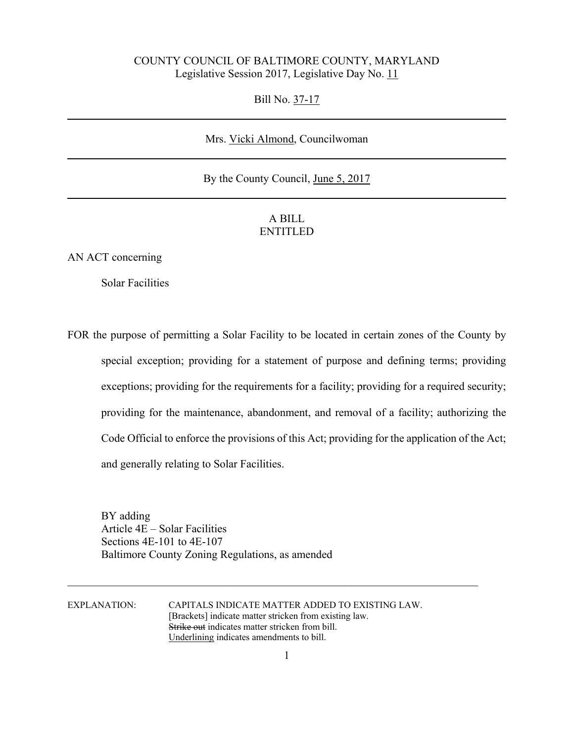COUNTY COUNCIL OF BALTIMORE COUNTY, MARYLAND
Legislative Session 2017, Legislative Day No. 11

Bill No. 37-17

---

Mrs. Vicki Almond, Councilwoman

---

By the County Council, June 5, 2017

---

A BILL
ENTITLED

AN ACT concerning

Solar Facilities

FOR the purpose of permitting a Solar Facility to be located in certain zones of the County by special exception; providing for a statement of purpose and defining terms; providing exceptions; providing for the requirements for a facility; providing for a required security; providing for the maintenance, abandonment, and removal of a facility; authorizing the Code Official to enforce the provisions of this Act; providing for the application of the Act; and generally relating to Solar Facilities.

BY adding
Article 4E – Solar Facilities
Sections 4E-101 to 4E-107
Baltimore County Zoning Regulations, as amended

---

EXPLANATION: CAPITALS INDICATE MATTER ADDED TO EXISTING LAW.
[Brackets] indicate matter stricken from existing law.
~~Strike out~~ indicates matter stricken from bill.
Underlining indicates amendments to bill.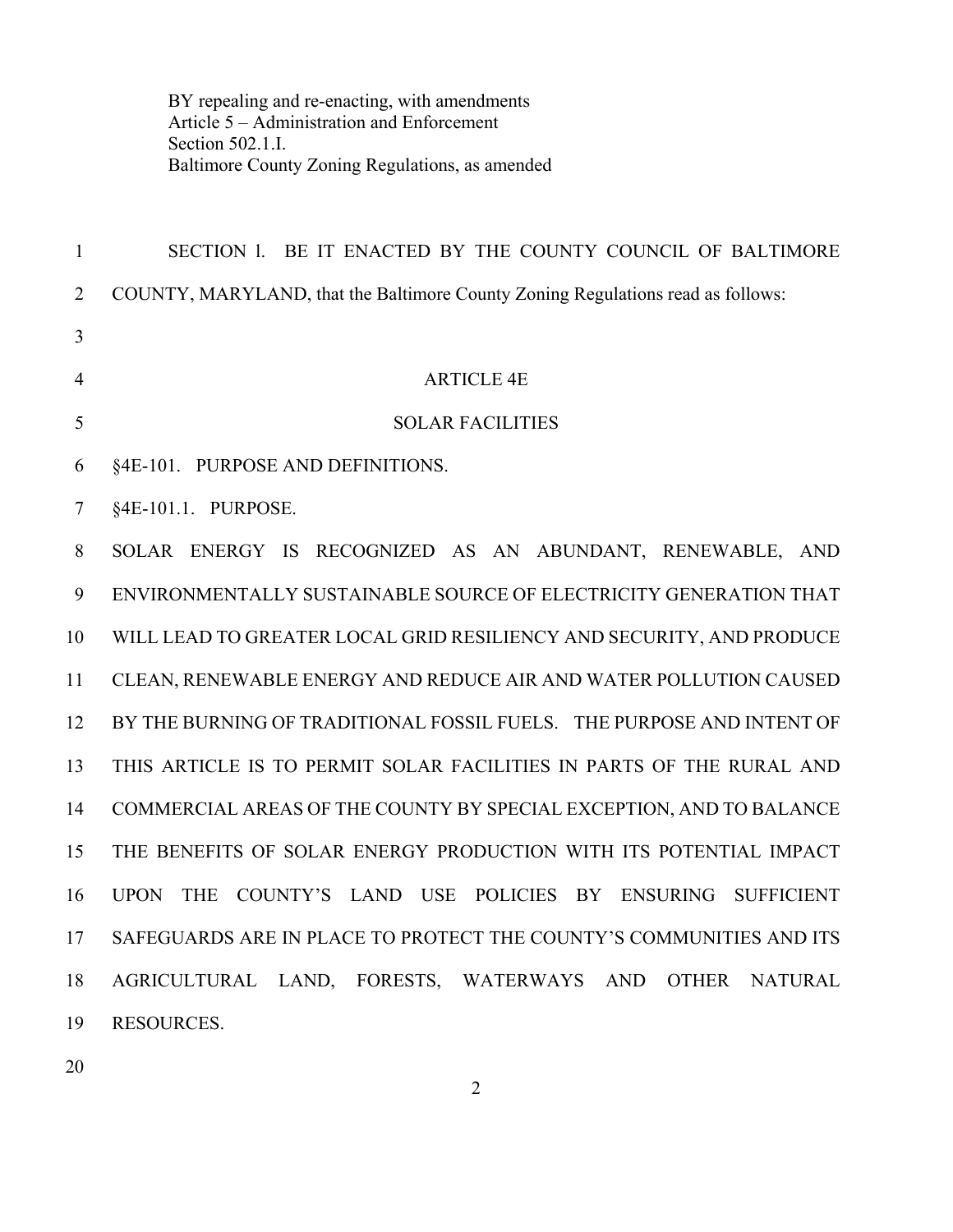BY repealing and re-enacting, with amendments
Article 5 – Administration and Enforcement
Section 502.1.I.
Baltimore County Zoning Regulations, as amended

SECTION l. BE IT ENACTED BY THE COUNTY COUNCIL OF BALTIMORE COUNTY, MARYLAND, that the Baltimore County Zoning Regulations read as follows:

ARTICLE 4E

SOLAR FACILITIES

§4E-101. PURPOSE AND DEFINITIONS.

§4E-101.1. PURPOSE.

SOLAR ENERGY IS RECOGNIZED AS AN ABUNDANT, RENEWABLE, AND ENVIRONMENTALLY SUSTAINABLE SOURCE OF ELECTRICITY GENERATION THAT WILL LEAD TO GREATER LOCAL GRID RESILIENCY AND SECURITY, AND PRODUCE CLEAN, RENEWABLE ENERGY AND REDUCE AIR AND WATER POLLUTION CAUSED BY THE BURNING OF TRADITIONAL FOSSIL FUELS. THE PURPOSE AND INTENT OF THIS ARTICLE IS TO PERMIT SOLAR FACILITIES IN PARTS OF THE RURAL AND COMMERCIAL AREAS OF THE COUNTY BY SPECIAL EXCEPTION, AND TO BALANCE THE BENEFITS OF SOLAR ENERGY PRODUCTION WITH ITS POTENTIAL IMPACT UPON THE COUNTY'S LAND USE POLICIES BY ENSURING SUFFICIENT SAFEGUARDS ARE IN PLACE TO PROTECT THE COUNTY'S COMMUNITIES AND ITS AGRICULTURAL LAND, FORESTS, WATERWAYS AND OTHER NATURAL RESOURCES.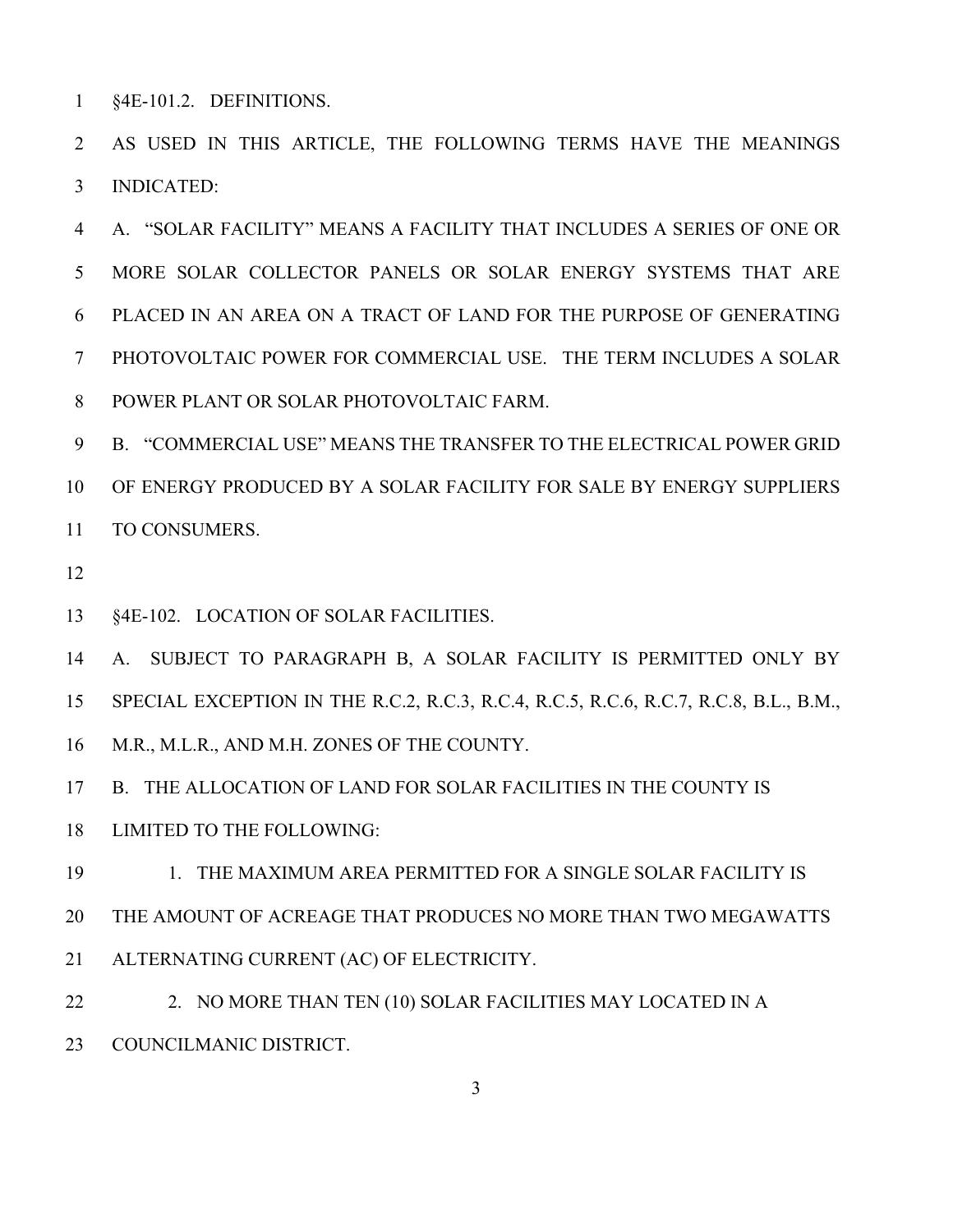§4E-101.2. DEFINITIONS.

AS USED IN THIS ARTICLE, THE FOLLOWING TERMS HAVE THE MEANINGS INDICATED:

A. "SOLAR FACILITY" MEANS A FACILITY THAT INCLUDES A SERIES OF ONE OR MORE SOLAR COLLECTOR PANELS OR SOLAR ENERGY SYSTEMS THAT ARE PLACED IN AN AREA ON A TRACT OF LAND FOR THE PURPOSE OF GENERATING PHOTOVOLTAIC POWER FOR COMMERCIAL USE. THE TERM INCLUDES A SOLAR POWER PLANT OR SOLAR PHOTOVOLTAIC FARM.

B. "COMMERCIAL USE" MEANS THE TRANSFER TO THE ELECTRICAL POWER GRID OF ENERGY PRODUCED BY A SOLAR FACILITY FOR SALE BY ENERGY SUPPLIERS TO CONSUMERS.

§4E-102. LOCATION OF SOLAR FACILITIES.

A. SUBJECT TO PARAGRAPH B, A SOLAR FACILITY IS PERMITTED ONLY BY SPECIAL EXCEPTION IN THE R.C.2, R.C.3, R.C.4, R.C.5, R.C.6, R.C.7, R.C.8, B.L., B.M., M.R., M.L.R., AND M.H. ZONES OF THE COUNTY.

B. THE ALLOCATION OF LAND FOR SOLAR FACILITIES IN THE COUNTY IS LIMITED TO THE FOLLOWING:

1. THE MAXIMUM AREA PERMITTED FOR A SINGLE SOLAR FACILITY IS THE AMOUNT OF ACREAGE THAT PRODUCES NO MORE THAN TWO MEGAWATTS ALTERNATING CURRENT (AC) OF ELECTRICITY.

2. NO MORE THAN TEN (10) SOLAR FACILITIES MAY LOCATED IN A COUNCILMANIC DISTRICT.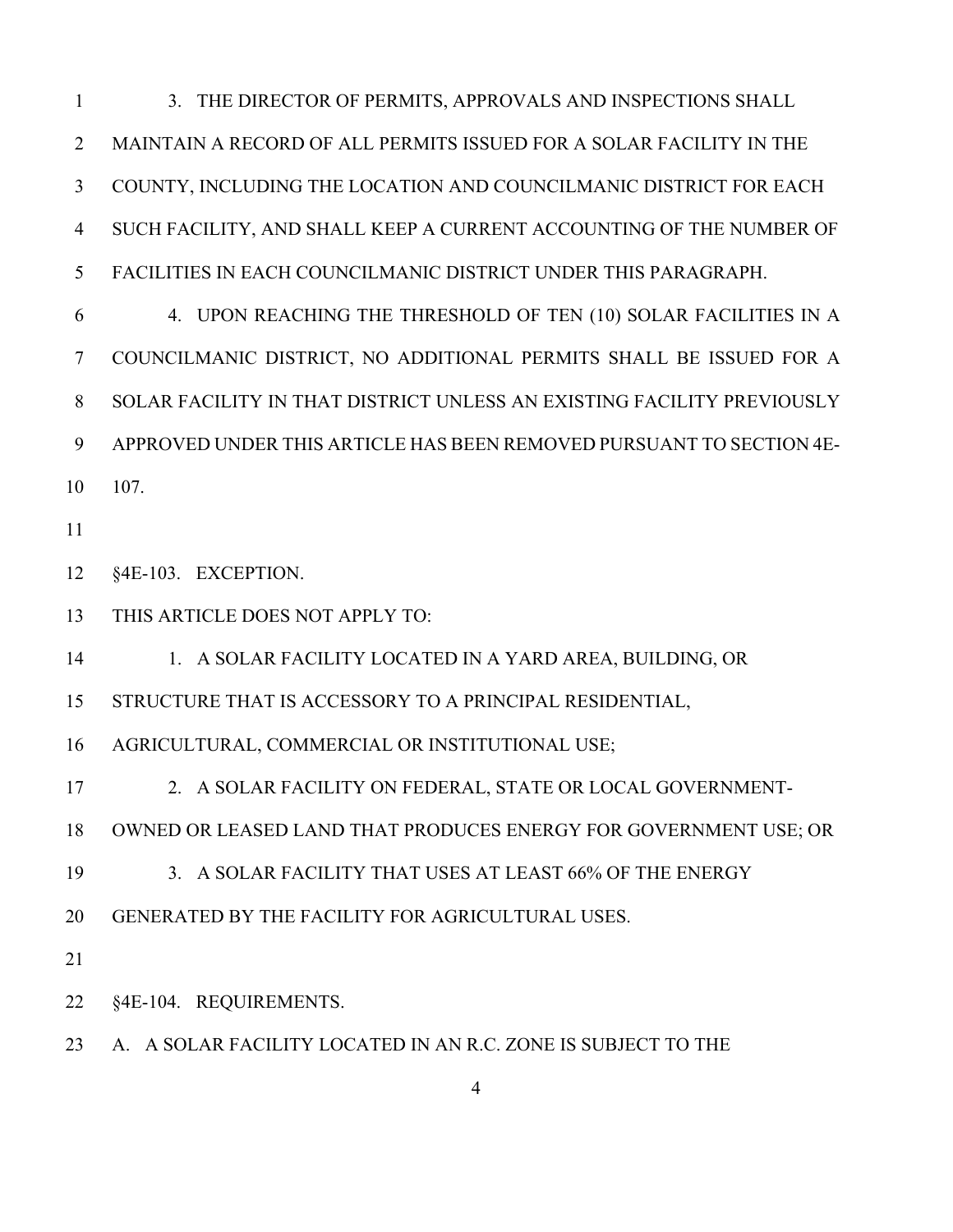3. THE DIRECTOR OF PERMITS, APPROVALS AND INSPECTIONS SHALL MAINTAIN A RECORD OF ALL PERMITS ISSUED FOR A SOLAR FACILITY IN THE COUNTY, INCLUDING THE LOCATION AND COUNCILMANIC DISTRICT FOR EACH SUCH FACILITY, AND SHALL KEEP A CURRENT ACCOUNTING OF THE NUMBER OF FACILITIES IN EACH COUNCILMANIC DISTRICT UNDER THIS PARAGRAPH.

4. UPON REACHING THE THRESHOLD OF TEN (10) SOLAR FACILITIES IN A COUNCILMANIC DISTRICT, NO ADDITIONAL PERMITS SHALL BE ISSUED FOR A SOLAR FACILITY IN THAT DISTRICT UNLESS AN EXISTING FACILITY PREVIOUSLY APPROVED UNDER THIS ARTICLE HAS BEEN REMOVED PURSUANT TO SECTION 4E-107.

§4E-103. EXCEPTION.

THIS ARTICLE DOES NOT APPLY TO:

1. A SOLAR FACILITY LOCATED IN A YARD AREA, BUILDING, OR STRUCTURE THAT IS ACCESSORY TO A PRINCIPAL RESIDENTIAL, AGRICULTURAL, COMMERCIAL OR INSTITUTIONAL USE;

2. A SOLAR FACILITY ON FEDERAL, STATE OR LOCAL GOVERNMENT-OWNED OR LEASED LAND THAT PRODUCES ENERGY FOR GOVERNMENT USE; OR

3. A SOLAR FACILITY THAT USES AT LEAST 66% OF THE ENERGY GENERATED BY THE FACILITY FOR AGRICULTURAL USES.

§4E-104. REQUIREMENTS.

A. A SOLAR FACILITY LOCATED IN AN R.C. ZONE IS SUBJECT TO THE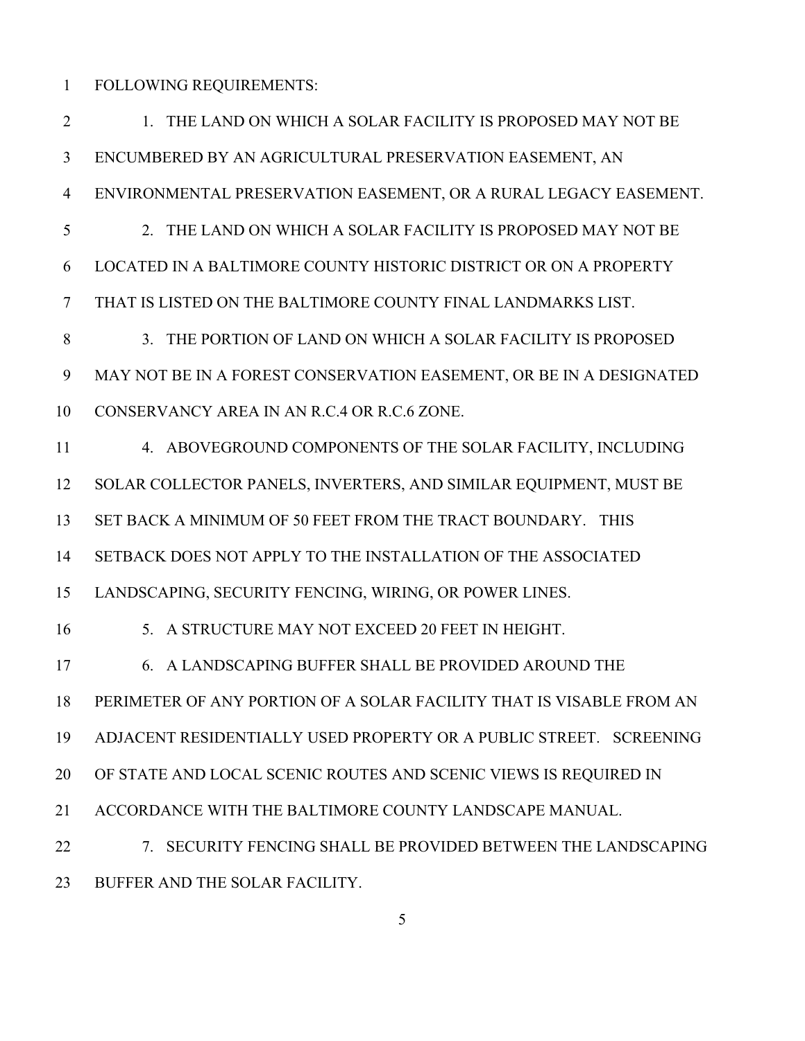FOLLOWING REQUIREMENTS:

1. THE LAND ON WHICH A SOLAR FACILITY IS PROPOSED MAY NOT BE ENCUMBERED BY AN AGRICULTURAL PRESERVATION EASEMENT, AN ENVIRONMENTAL PRESERVATION EASEMENT, OR A RURAL LEGACY EASEMENT.

2. THE LAND ON WHICH A SOLAR FACILITY IS PROPOSED MAY NOT BE LOCATED IN A BALTIMORE COUNTY HISTORIC DISTRICT OR ON A PROPERTY THAT IS LISTED ON THE BALTIMORE COUNTY FINAL LANDMARKS LIST.

3. THE PORTION OF LAND ON WHICH A SOLAR FACILITY IS PROPOSED MAY NOT BE IN A FOREST CONSERVATION EASEMENT, OR BE IN A DESIGNATED CONSERVANCY AREA IN AN R.C.4 OR R.C.6 ZONE.

4. ABOVEGROUND COMPONENTS OF THE SOLAR FACILITY, INCLUDING SOLAR COLLECTOR PANELS, INVERTERS, AND SIMILAR EQUIPMENT, MUST BE SET BACK A MINIMUM OF 50 FEET FROM THE TRACT BOUNDARY. THIS SETBACK DOES NOT APPLY TO THE INSTALLATION OF THE ASSOCIATED LANDSCAPING, SECURITY FENCING, WIRING, OR POWER LINES.

5. A STRUCTURE MAY NOT EXCEED 20 FEET IN HEIGHT.

6. A LANDSCAPING BUFFER SHALL BE PROVIDED AROUND THE PERIMETER OF ANY PORTION OF A SOLAR FACILITY THAT IS VISABLE FROM AN ADJACENT RESIDENTIALLY USED PROPERTY OR A PUBLIC STREET. SCREENING OF STATE AND LOCAL SCENIC ROUTES AND SCENIC VIEWS IS REQUIRED IN ACCORDANCE WITH THE BALTIMORE COUNTY LANDSCAPE MANUAL.

7. SECURITY FENCING SHALL BE PROVIDED BETWEEN THE LANDSCAPING BUFFER AND THE SOLAR FACILITY.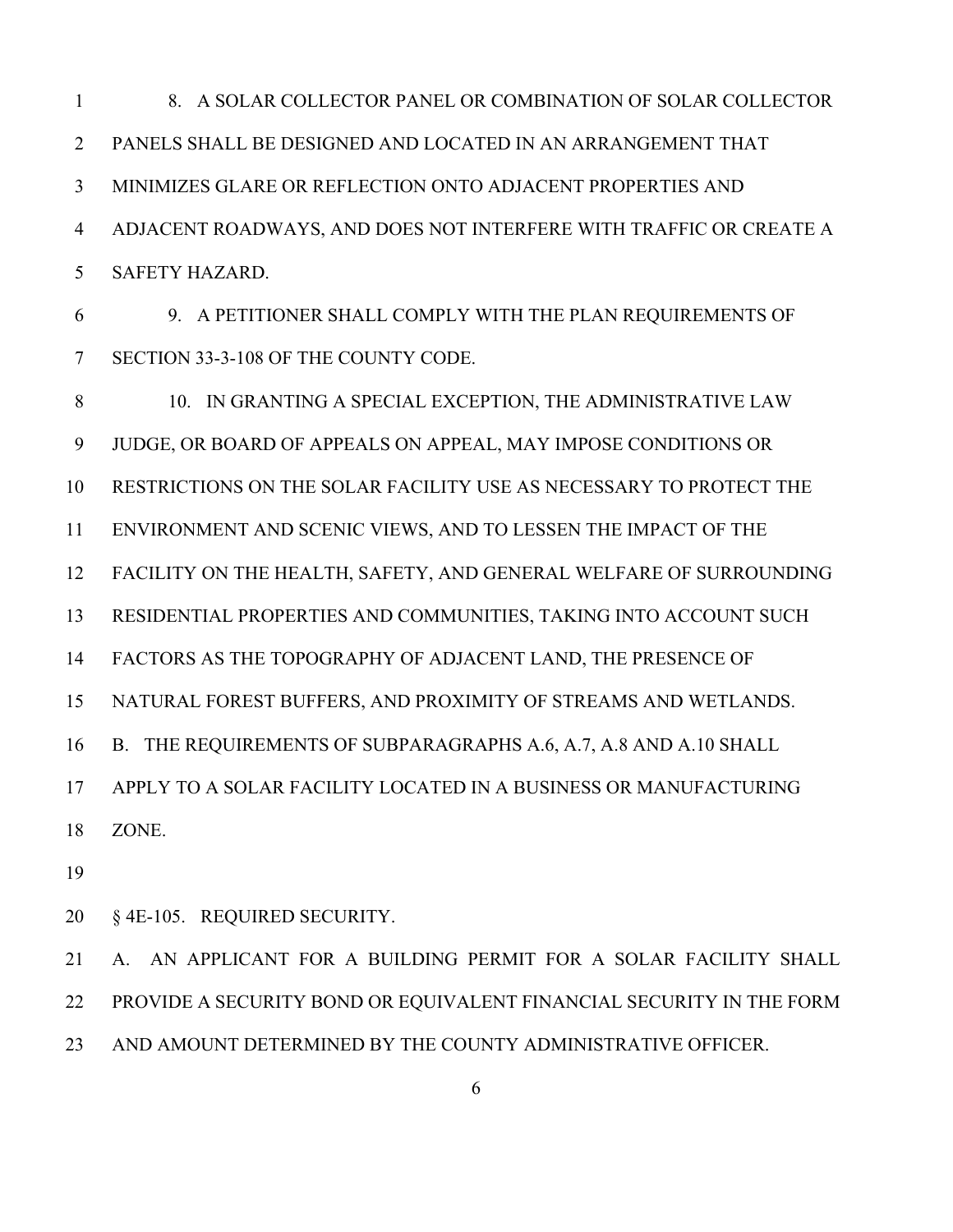8. A SOLAR COLLECTOR PANEL OR COMBINATION OF SOLAR COLLECTOR PANELS SHALL BE DESIGNED AND LOCATED IN AN ARRANGEMENT THAT MINIMIZES GLARE OR REFLECTION ONTO ADJACENT PROPERTIES AND ADJACENT ROADWAYS, AND DOES NOT INTERFERE WITH TRAFFIC OR CREATE A SAFETY HAZARD.

9. A PETITIONER SHALL COMPLY WITH THE PLAN REQUIREMENTS OF SECTION 33-3-108 OF THE COUNTY CODE.

10. IN GRANTING A SPECIAL EXCEPTION, THE ADMINISTRATIVE LAW JUDGE, OR BOARD OF APPEALS ON APPEAL, MAY IMPOSE CONDITIONS OR RESTRICTIONS ON THE SOLAR FACILITY USE AS NECESSARY TO PROTECT THE ENVIRONMENT AND SCENIC VIEWS, AND TO LESSEN THE IMPACT OF THE FACILITY ON THE HEALTH, SAFETY, AND GENERAL WELFARE OF SURROUNDING RESIDENTIAL PROPERTIES AND COMMUNITIES, TAKING INTO ACCOUNT SUCH FACTORS AS THE TOPOGRAPHY OF ADJACENT LAND, THE PRESENCE OF NATURAL FOREST BUFFERS, AND PROXIMITY OF STREAMS AND WETLANDS.

B. THE REQUIREMENTS OF SUBPARAGRAPHS A.6, A.7, A.8 AND A.10 SHALL APPLY TO A SOLAR FACILITY LOCATED IN A BUSINESS OR MANUFACTURING ZONE.

§ 4E-105. REQUIRED SECURITY.

A. AN APPLICANT FOR A BUILDING PERMIT FOR A SOLAR FACILITY SHALL PROVIDE A SECURITY BOND OR EQUIVALENT FINANCIAL SECURITY IN THE FORM AND AMOUNT DETERMINED BY THE COUNTY ADMINISTRATIVE OFFICER.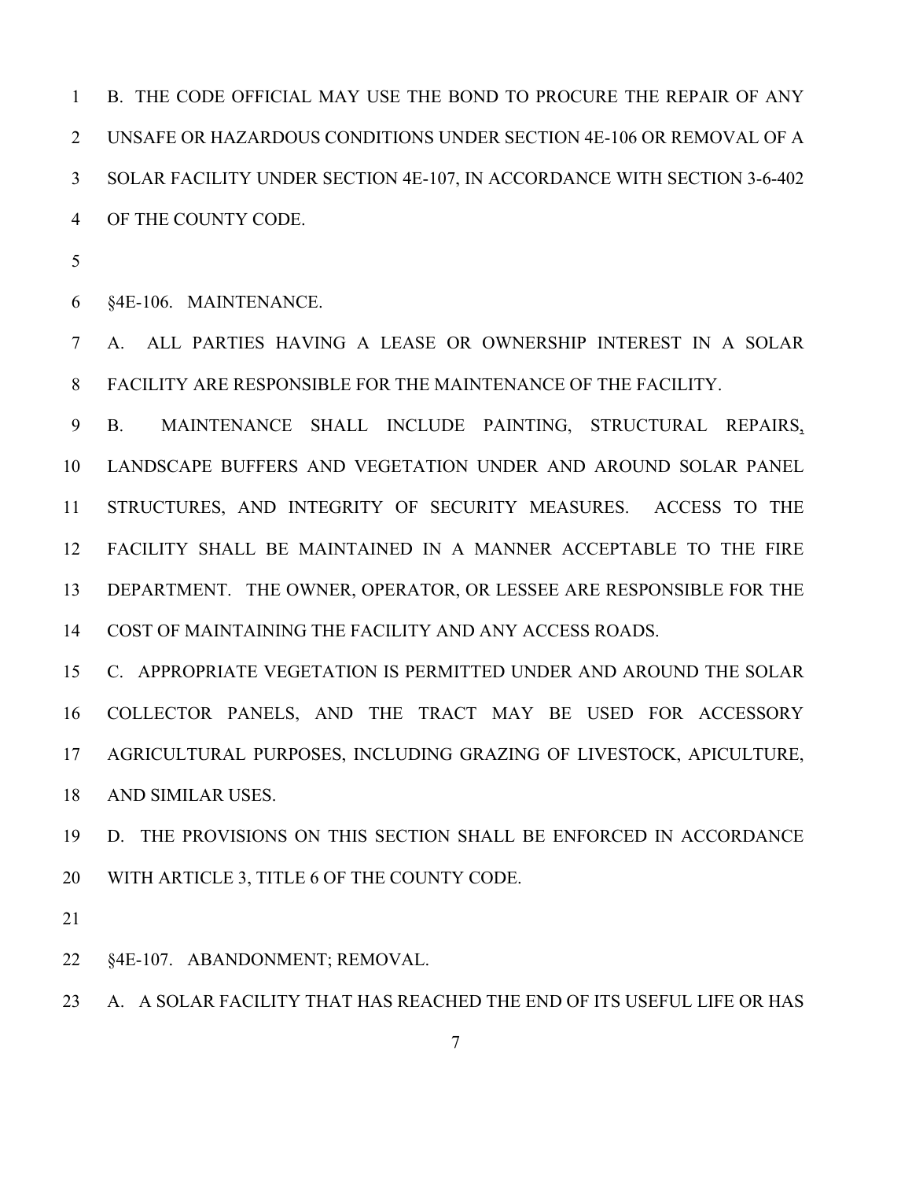B. THE CODE OFFICIAL MAY USE THE BOND TO PROCURE THE REPAIR OF ANY UNSAFE OR HAZARDOUS CONDITIONS UNDER SECTION 4E-106 OR REMOVAL OF A SOLAR FACILITY UNDER SECTION 4E-107, IN ACCORDANCE WITH SECTION 3-6-402 OF THE COUNTY CODE.

§4E-106. MAINTENANCE.

A. ALL PARTIES HAVING A LEASE OR OWNERSHIP INTEREST IN A SOLAR FACILITY ARE RESPONSIBLE FOR THE MAINTENANCE OF THE FACILITY.

B. MAINTENANCE SHALL INCLUDE PAINTING, STRUCTURAL REPAIRS, LANDSCAPE BUFFERS AND VEGETATION UNDER AND AROUND SOLAR PANEL STRUCTURES, AND INTEGRITY OF SECURITY MEASURES. ACCESS TO THE FACILITY SHALL BE MAINTAINED IN A MANNER ACCEPTABLE TO THE FIRE DEPARTMENT. THE OWNER, OPERATOR, OR LESSEE ARE RESPONSIBLE FOR THE COST OF MAINTAINING THE FACILITY AND ANY ACCESS ROADS.

C. APPROPRIATE VEGETATION IS PERMITTED UNDER AND AROUND THE SOLAR COLLECTOR PANELS, AND THE TRACT MAY BE USED FOR ACCESSORY AGRICULTURAL PURPOSES, INCLUDING GRAZING OF LIVESTOCK, APICULTURE, AND SIMILAR USES.

D. THE PROVISIONS ON THIS SECTION SHALL BE ENFORCED IN ACCORDANCE WITH ARTICLE 3, TITLE 6 OF THE COUNTY CODE.

§4E-107. ABANDONMENT; REMOVAL.

A. A SOLAR FACILITY THAT HAS REACHED THE END OF ITS USEFUL LIFE OR HAS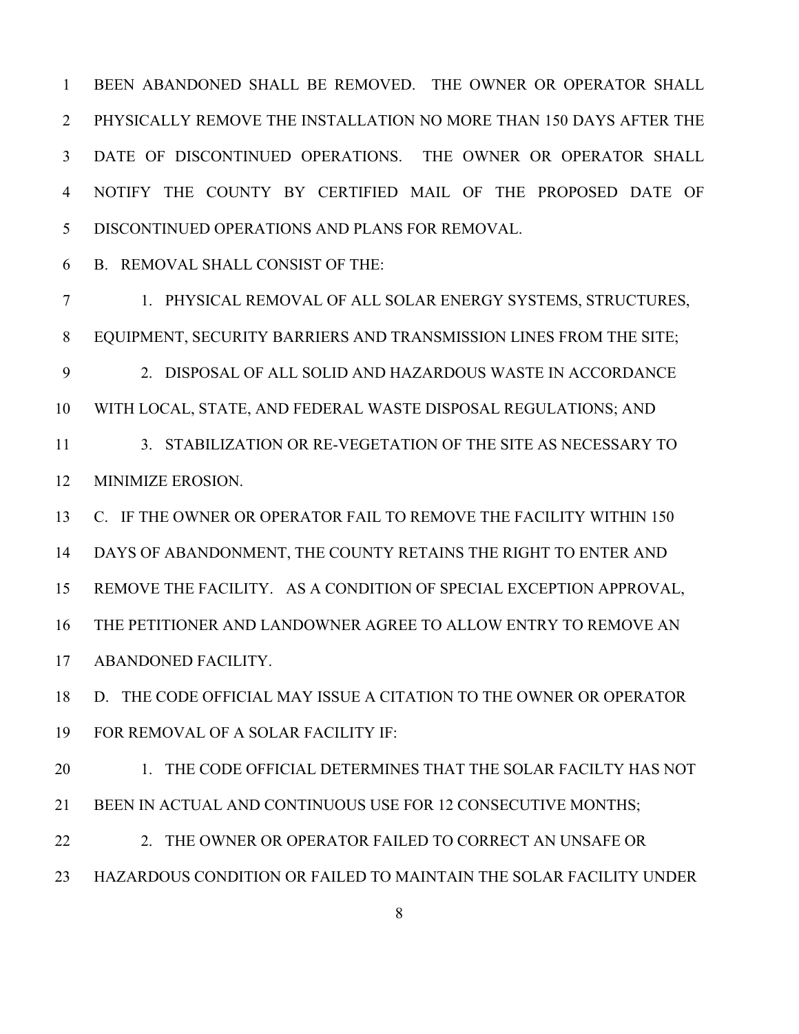BEEN ABANDONED SHALL BE REMOVED. THE OWNER OR OPERATOR SHALL PHYSICALLY REMOVE THE INSTALLATION NO MORE THAN 150 DAYS AFTER THE DATE OF DISCONTINUED OPERATIONS. THE OWNER OR OPERATOR SHALL NOTIFY THE COUNTY BY CERTIFIED MAIL OF THE PROPOSED DATE OF DISCONTINUED OPERATIONS AND PLANS FOR REMOVAL.

B. REMOVAL SHALL CONSIST OF THE:

1. PHYSICAL REMOVAL OF ALL SOLAR ENERGY SYSTEMS, STRUCTURES, EQUIPMENT, SECURITY BARRIERS AND TRANSMISSION LINES FROM THE SITE;

2. DISPOSAL OF ALL SOLID AND HAZARDOUS WASTE IN ACCORDANCE WITH LOCAL, STATE, AND FEDERAL WASTE DISPOSAL REGULATIONS; AND

3. STABILIZATION OR RE-VEGETATION OF THE SITE AS NECESSARY TO MINIMIZE EROSION.

C. IF THE OWNER OR OPERATOR FAIL TO REMOVE THE FACILITY WITHIN 150 DAYS OF ABANDONMENT, THE COUNTY RETAINS THE RIGHT TO ENTER AND REMOVE THE FACILITY. AS A CONDITION OF SPECIAL EXCEPTION APPROVAL, THE PETITIONER AND LANDOWNER AGREE TO ALLOW ENTRY TO REMOVE AN ABANDONED FACILITY.

D. THE CODE OFFICIAL MAY ISSUE A CITATION TO THE OWNER OR OPERATOR FOR REMOVAL OF A SOLAR FACILITY IF:

1. THE CODE OFFICIAL DETERMINES THAT THE SOLAR FACILTY HAS NOT BEEN IN ACTUAL AND CONTINUOUS USE FOR 12 CONSECUTIVE MONTHS;

2. THE OWNER OR OPERATOR FAILED TO CORRECT AN UNSAFE OR HAZARDOUS CONDITION OR FAILED TO MAINTAIN THE SOLAR FACILITY UNDER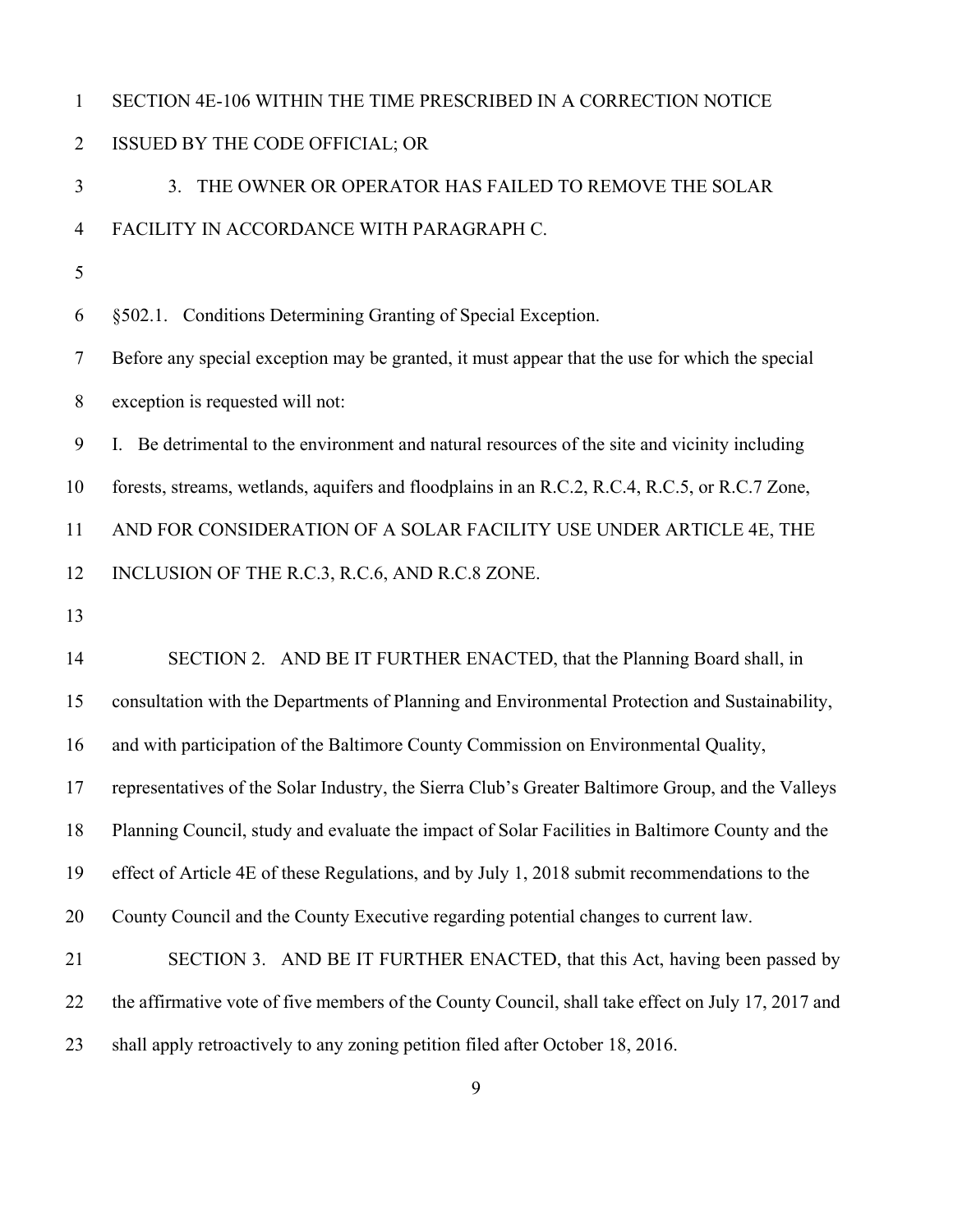SECTION 4E-106 WITHIN THE TIME PRESCRIBED IN A CORRECTION NOTICE ISSUED BY THE CODE OFFICIAL; OR

3. THE OWNER OR OPERATOR HAS FAILED TO REMOVE THE SOLAR FACILITY IN ACCORDANCE WITH PARAGRAPH C.

§502.1. Conditions Determining Granting of Special Exception.

Before any special exception may be granted, it must appear that the use for which the special exception is requested will not:

I. Be detrimental to the environment and natural resources of the site and vicinity including forests, streams, wetlands, aquifers and floodplains in an R.C.2, R.C.4, R.C.5, or R.C.7 Zone, AND FOR CONSIDERATION OF A SOLAR FACILITY USE UNDER ARTICLE 4E, THE INCLUSION OF THE R.C.3, R.C.6, AND R.C.8 ZONE.

SECTION 2. AND BE IT FURTHER ENACTED, that the Planning Board shall, in consultation with the Departments of Planning and Environmental Protection and Sustainability, and with participation of the Baltimore County Commission on Environmental Quality, representatives of the Solar Industry, the Sierra Club's Greater Baltimore Group, and the Valleys Planning Council, study and evaluate the impact of Solar Facilities in Baltimore County and the effect of Article 4E of these Regulations, and by July 1, 2018 submit recommendations to the County Council and the County Executive regarding potential changes to current law.

SECTION 3. AND BE IT FURTHER ENACTED, that this Act, having been passed by the affirmative vote of five members of the County Council, shall take effect on July 17, 2017 and shall apply retroactively to any zoning petition filed after October 18, 2016.